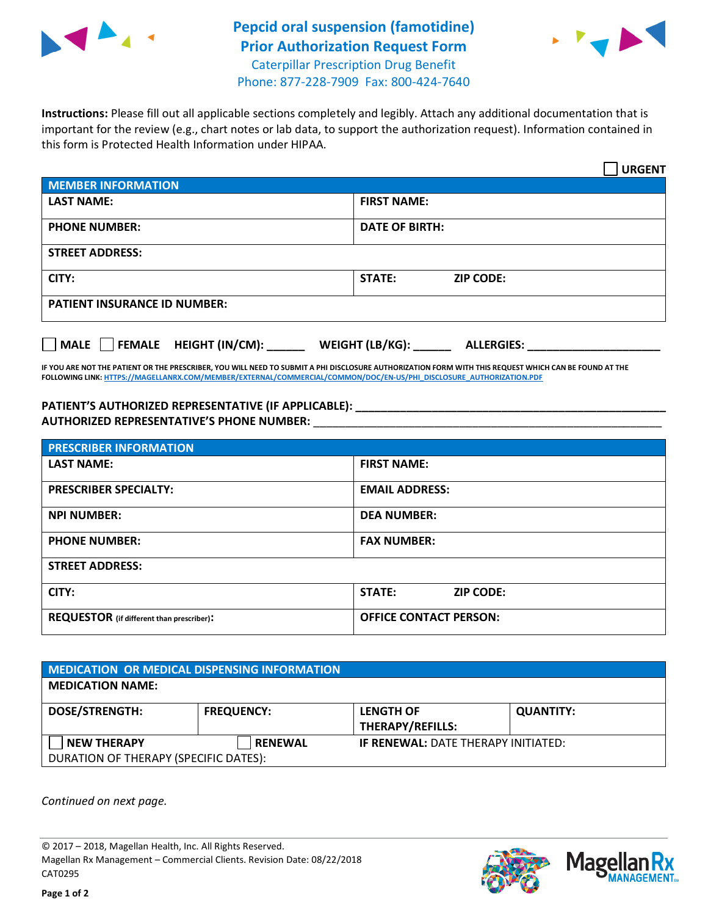# Pepcid oral suspension (famotidine) Prior Authorization Request Form

Caterpillar Prescription Drug Benefit
Phone: 877-228-7909 Fax: 800-424-7640

**Instructions:** Please fill out all applicable sections completely and legibly. Attach any additional documentation that is important for the review (e.g., chart notes or lab data, to support the authorization request). Information contained in this form is Protected Health Information under HIPAA.

☐ **URGENT**

| **MEMBER INFORMATION** | |
|---|---|
| **LAST NAME:** | **FIRST NAME:** |
| **PHONE NUMBER:** | **DATE OF BIRTH:** |
| **STREET ADDRESS:** | |
| **CITY:** | **STATE:** **ZIP CODE:** |
| **PATIENT INSURANCE ID NUMBER:** | |

☐ **MALE** ☐ **FEMALE** **HEIGHT (IN/CM):** ______ **WEIGHT (LB/KG):** ______ **ALLERGIES:** ____________________

**IF YOU ARE NOT THE PATIENT OR THE PRESCRIBER, YOU WILL NEED TO SUBMIT A PHI DISCLOSURE AUTHORIZATION FORM WITH THIS REQUEST WHICH CAN BE FOUND AT THE FOLLOWING LINK:** HTTPS://MAGELLANRX.COM/MEMBER/EXTERNAL/COMMERCIAL/COMMON/DOC/EN-US/PHI_DISCLOSURE_AUTHORIZATION.PDF

**PATIENT'S AUTHORIZED REPRESENTATIVE (IF APPLICABLE):** ____________________________________________

**AUTHORIZED REPRESENTATIVE'S PHONE NUMBER:** ____________________________________________

| **PRESCRIBER INFORMATION** | |
|---|---|
| **LAST NAME:** | **FIRST NAME:** |
| **PRESCRIBER SPECIALTY:** | **EMAIL ADDRESS:** |
| **NPI NUMBER:** | **DEA NUMBER:** |
| **PHONE NUMBER:** | **FAX NUMBER:** |
| **STREET ADDRESS:** | |
| **CITY:** | **STATE:** **ZIP CODE:** |
| **REQUESTOR** (if different than prescriber)**:** | **OFFICE CONTACT PERSON:** |

| **MEDICATION OR MEDICAL DISPENSING INFORMATION** | | | |
|---|---|---|---|
| **MEDICATION NAME:** | | | |
| **DOSE/STRENGTH:** | **FREQUENCY:** | **LENGTH OF THERAPY/REFILLS:** | **QUANTITY:** |
| ☐ **NEW THERAPY** | ☐ **RENEWAL** | **IF RENEWAL:** DATE THERAPY INITIATED: | |
| DURATION OF THERAPY (SPECIFIC DATES): | | | |

*Continued on next page.*

© 2017 – 2018, Magellan Health, Inc. All Rights Reserved.
Magellan Rx Management – Commercial Clients. Revision Date: 08/22/2018
CAT0295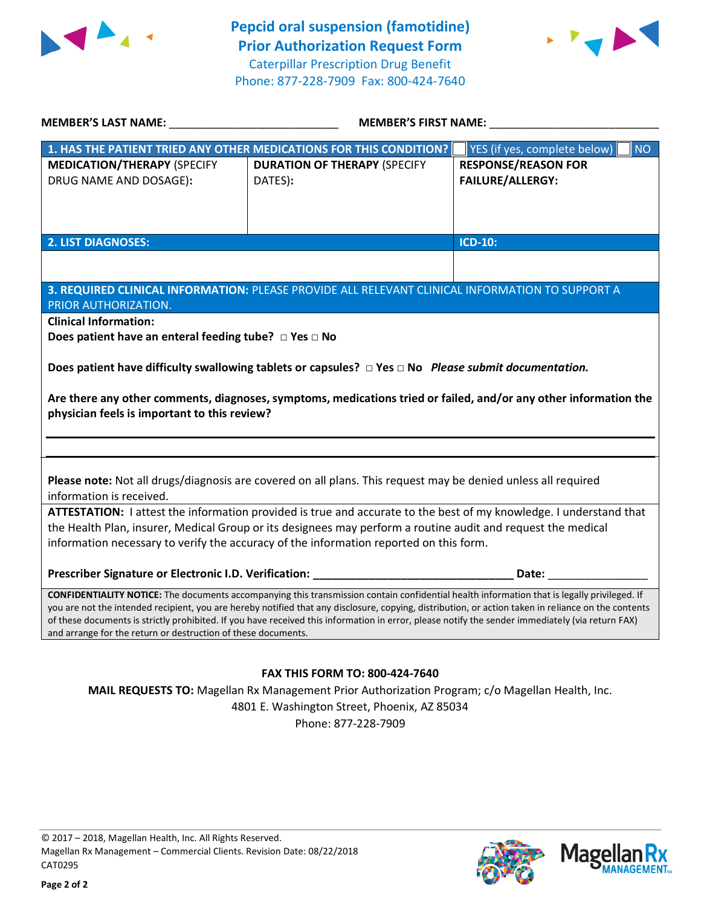# Pepcid oral suspension (famotidine)
# Prior Authorization Request Form

Caterpillar Prescription Drug Benefit
Phone: 877-228-7909 Fax: 800-424-7640

**MEMBER'S LAST NAME:** ___________________________ **MEMBER'S FIRST NAME:** ___________________________

| **1. HAS THE PATIENT TRIED ANY OTHER MEDICATIONS FOR THIS CONDITION?** ☐ YES (if yes, complete below) ☐ NO | | |
|---|---|---|
| **MEDICATION/THERAPY** (SPECIFY DRUG NAME AND DOSAGE): | **DURATION OF THERAPY** (SPECIFY DATES): | **RESPONSE/REASON FOR FAILURE/ALLERGY:** |
| | | |

| **2. LIST DIAGNOSES:** | **ICD-10:** |
|---|---|
| | |

**3. REQUIRED CLINICAL INFORMATION:** PLEASE PROVIDE ALL RELEVANT CLINICAL INFORMATION TO SUPPORT A PRIOR AUTHORIZATION.

**Clinical Information:**

**Does patient have an enteral feeding tube?** □ **Yes** □ **No**

**Does patient have difficulty swallowing tablets or capsules?** □ **Yes** □ **No** ***Please submit documentation.***

**Are there any other comments, diagnoses, symptoms, medications tried or failed, and/or any other information the physician feels is important to this review?**

_______________________________________________________________________________

_______________________________________________________________________________

**Please note:** Not all drugs/diagnosis are covered on all plans. This request may be denied unless all required information is received.

**ATTESTATION:** I attest the information provided is true and accurate to the best of my knowledge. I understand that the Health Plan, insurer, Medical Group or its designees may perform a routine audit and request the medical information necessary to verify the accuracy of the information reported on this form.

**Prescriber Signature or Electronic I.D. Verification:** _________________________________ **Date:** ________________

**CONFIDENTIALITY NOTICE:** The documents accompanying this transmission contain confidential health information that is legally privileged. If you are not the intended recipient, you are hereby notified that any disclosure, copying, distribution, or action taken in reliance on the contents of these documents is strictly prohibited. If you have received this information in error, please notify the sender immediately (via return FAX) and arrange for the return or destruction of these documents.

**FAX THIS FORM TO: 800-424-7640**

**MAIL REQUESTS TO:** Magellan Rx Management Prior Authorization Program; c/o Magellan Health, Inc.
4801 E. Washington Street, Phoenix, AZ 85034
Phone: 877-228-7909

© 2017 – 2018, Magellan Health, Inc. All Rights Reserved.
Magellan Rx Management – Commercial Clients. Revision Date: 08/22/2018
CAT0295